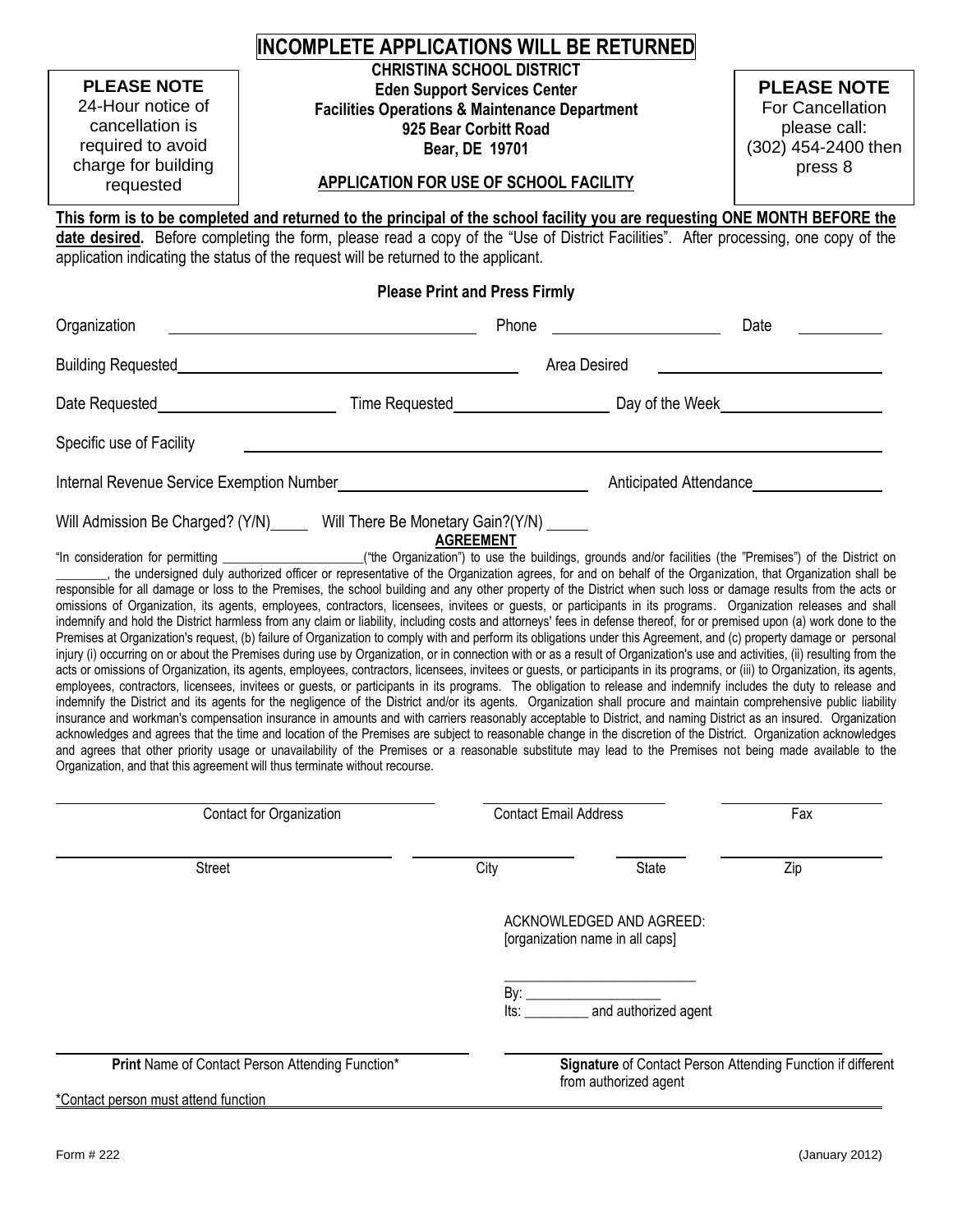# INCOMPLETE APPLICATIONS WILL BE RETURNED

**PLEASE NOTE**
24-Hour notice of cancellation is required to avoid charge for building requested

**CHRISTINA SCHOOL DISTRICT**
**Eden Support Services Center**
**Facilities Operations & Maintenance Department**
**925 Bear Corbitt Road**
**Bear, DE 19701**

**PLEASE NOTE**
For Cancellation please call: (302) 454-2400 then press 8

## APPLICATION FOR USE OF SCHOOL FACILITY

**This form is to be completed and returned to the principal of the school facility you are requesting ONE MONTH BEFORE the date desired.** Before completing the form, please read a copy of the "Use of District Facilities". After processing, one copy of the application indicating the status of the request will be returned to the applicant.

**Please Print and Press Firmly**

Organization ______________________ Phone ______________ Date ________

Building Requested ______________________ Area Desired ______________________

Date Requested ______________ Time Requested ______________ Day of the Week ______________

Specific use of Facility ______________________________________________

Internal Revenue Service Exemption Number ______________________ Anticipated Attendance ____________

Will Admission Be Charged? (Y/N)_____ Will There Be Monetary Gain?(Y/N) _____

**AGREEMENT**

"In consideration for permitting ____________________("the Organization") to use the buildings, grounds and/or facilities (the "Premises") of the District on ________, the undersigned duly authorized officer or representative of the Organization agrees, for and on behalf of the Organization, that Organization shall be responsible for all damage or loss to the Premises, the school building and any other property of the District when such loss or damage results from the acts or omissions of Organization, its agents, employees, contractors, licensees, invitees or guests, or participants in its programs. Organization releases and shall indemnify and hold the District harmless from any claim or liability, including costs and attorneys' fees in defense thereof, for or premised upon (a) work done to the Premises at Organization's request, (b) failure of Organization to comply with and perform its obligations under this Agreement, and (c) property damage or personal injury (i) occurring on or about the Premises during use by Organization, or in connection with or as a result of Organization's use and activities, (ii) resulting from the acts or omissions of Organization, its agents, employees, contractors, licensees, invitees or guests, or participants in its programs, or (iii) to Organization, its agents, employees, contractors, licensees, invitees or guests, or participants in its programs. The obligation to release and indemnify includes the duty to release and indemnify the District and its agents for the negligence of the District and/or its agents. Organization shall procure and maintain comprehensive public liability insurance and workman's compensation insurance in amounts and with carriers reasonably acceptable to District, and naming District as an insured. Organization acknowledges and agrees that the time and location of the Premises are subject to reasonable change in the discretion of the District. Organization acknowledges and agrees that other priority usage or unavailability of the Premises or a reasonable substitute may lead to the Premises not being made available to the Organization, and that this agreement will thus terminate without recourse.

______________________ Contact for Organization ______________ Contact Email Address ______________ Fax

______________________ Street ______________ City ________ State ________ Zip

ACKNOWLEDGED AND AGREED:
[organization name in all caps]

___________________________
By: ___________________
Its: _________ and authorized agent

______________________________
**Print** Name of Contact Person Attending Function*

______________________________
**Signature** of Contact Person Attending Function if different from authorized agent

*Contact person must attend function

Form # 222 (January 2012)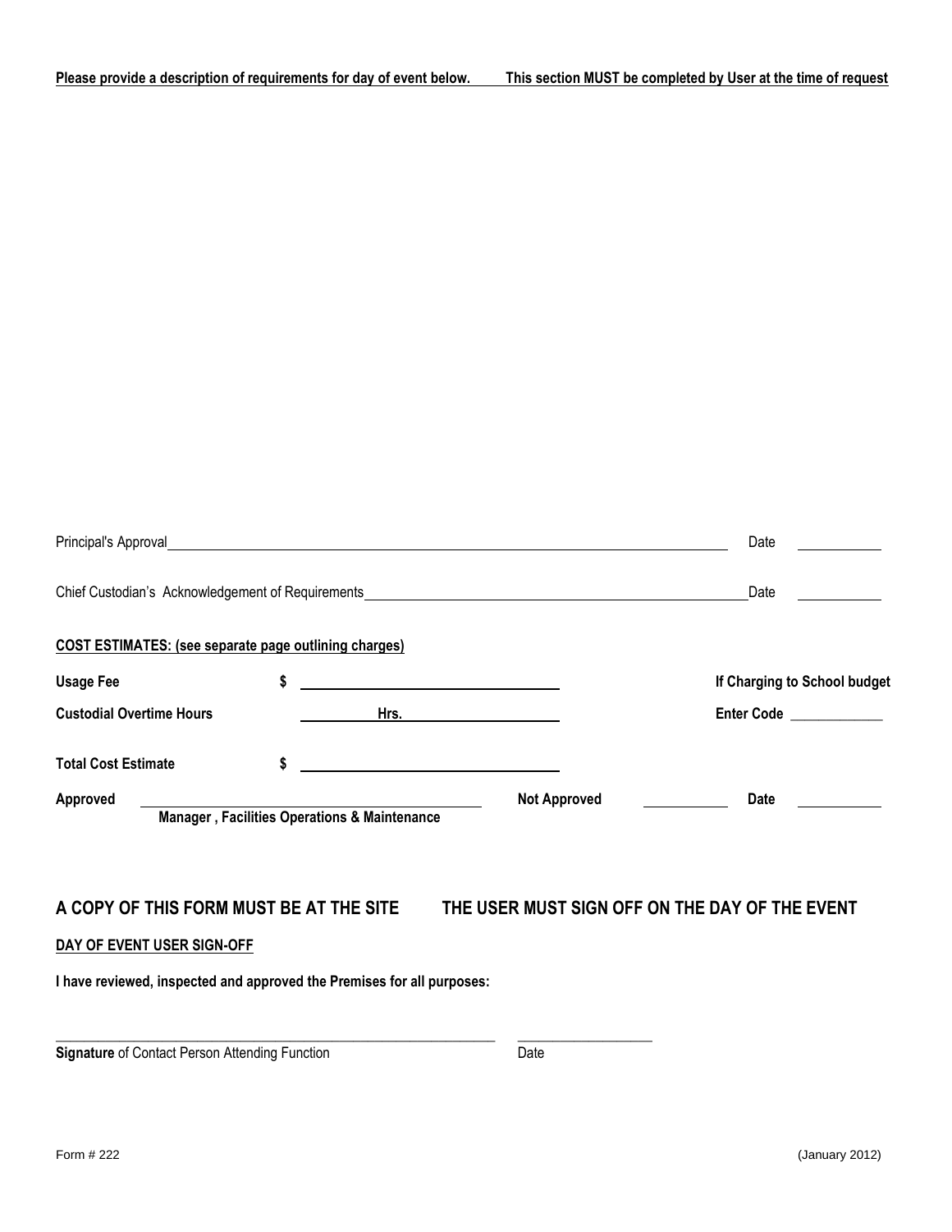**Please provide a description of requirements for day of event below.** **This section MUST be completed by User at the time of request**

Principal's Approval\_\_\_\_\_\_\_\_\_\_\_\_\_\_\_\_\_\_\_\_\_\_\_\_\_\_\_\_\_\_\_\_\_\_\_\_\_\_\_\_\_\_ Date \_\_\_\_\_\_\_\_\_\_

Chief Custodian's Acknowledgement of Requirements\_\_\_\_\_\_\_\_\_\_\_\_\_\_\_\_\_\_\_\_\_\_\_\_\_\_\_\_\_\_ Date \_\_\_\_\_\_\_\_\_\_

**COST ESTIMATES: (see separate page outlining charges)**

**Usage Fee** **$** \_\_\_\_\_\_\_\_\_\_\_\_\_\_\_\_\_\_\_\_\_\_\_\_ **If Charging to School budget**

**Custodial Overtime Hours** \_\_\_\_\_\_\_\_ **Hrs.** \_\_\_\_\_\_\_\_\_\_\_\_\_\_ **Enter Code** \_\_\_\_\_\_\_\_\_\_

**Total Cost Estimate** **$** \_\_\_\_\_\_\_\_\_\_\_\_\_\_\_\_\_\_\_\_\_\_\_\_

**Approved** \_\_\_\_\_\_\_\_\_\_\_\_\_\_\_\_\_\_\_\_\_\_\_\_\_\_\_\_\_\_ **Not Approved** \_\_\_\_\_\_\_\_\_\_ **Date** \_\_\_\_\_\_\_\_\_\_
**Manager , Facilities Operations & Maintenance**

## A COPY OF THIS FORM MUST BE AT THE SITE THE USER MUST SIGN OFF ON THE DAY OF THE EVENT

**DAY OF EVENT USER SIGN-OFF**

**I have reviewed, inspected and approved the Premises for all purposes:**

\_\_\_\_\_\_\_\_\_\_\_\_\_\_\_\_\_\_\_\_\_\_\_\_\_\_\_\_\_\_\_\_\_\_\_\_\_\_\_\_\_\_\_\_\_\_\_\_ \_\_\_\_\_\_\_\_\_\_\_\_\_\_\_\_\_\_
**Signature** of Contact Person Attending Function Date

Form # 222 (January 2012)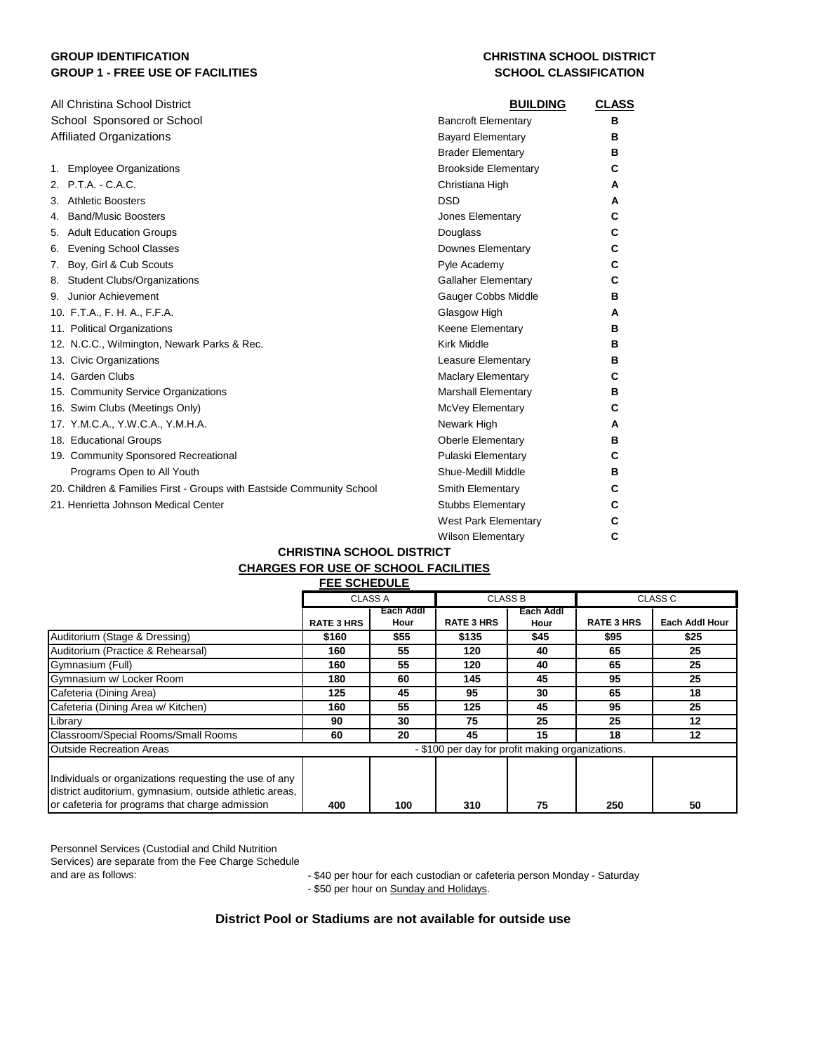**GROUP IDENTIFICATION**
**GROUP 1 - FREE USE OF FACILITIES**

All Christina School District School Sponsored or School Affiliated Organizations

1. Employee Organizations
2. P.T.A. - C.A.C.
3. Athletic Boosters
4. Band/Music Boosters
5. Adult Education Groups
6. Evening School Classes
7. Boy, Girl & Cub Scouts
8. Student Clubs/Organizations
9. Junior Achievement
10. F.T.A., F. H. A., F.F.A.
11. Political Organizations
12. N.C.C., Wilmington, Newark Parks & Rec.
13. Civic Organizations
14. Garden Clubs
15. Community Service Organizations
16. Swim Clubs (Meetings Only)
17. Y.M.C.A., Y.W.C.A., Y.M.H.A.
18. Educational Groups
19. Community Sponsored Recreational Programs Open to All Youth
20. Children & Families First - Groups with Eastside Community School
21. Henrietta Johnson Medical Center

**CHRISTINA SCHOOL DISTRICT**
**SCHOOL CLASSIFICATION**

| BUILDING | CLASS |
|---|---|
| Bancroft Elementary | B |
| Bayard Elementary | B |
| Brader Elementary | B |
| Brookside Elementary | C |
| Christiana High | A |
| DSD | A |
| Jones Elementary | C |
| Douglass | C |
| Downes Elementary | C |
| Pyle Academy | C |
| Gallaher Elementary | C |
| Gauger Cobbs Middle | B |
| Glasgow High | A |
| Keene Elementary | B |
| Kirk Middle | B |
| Leasure Elementary | B |
| Maclary Elementary | C |
| Marshall Elementary | B |
| McVey Elementary | C |
| Newark High | A |
| Oberle Elementary | B |
| Pulaski Elementary | C |
| Shue-Medill Middle | B |
| Smith Elementary | C |
| Stubbs Elementary | C |
| West Park Elementary | C |
| Wilson Elementary | C |

**CHRISTINA SCHOOL DISTRICT**
**CHARGES FOR USE OF SCHOOL FACILITIES**
**FEE SCHEDULE**

| | CLASS A | | CLASS B | | CLASS C | |
|---|---|---|---|---|---|---|
| | **RATE 3 HRS** | **Each Addl Hour** | **RATE 3 HRS** | **Each Addl Hour** | **RATE 3 HRS** | **Each Addl Hour** |
| Auditorium (Stage & Dressing) | **$160** | **$55** | **$135** | **$45** | **$95** | **$25** |
| Auditorium (Practice & Rehearsal) | **160** | **55** | **120** | **40** | **65** | **25** |
| Gymnasium (Full) | **160** | **55** | **120** | **40** | **65** | **25** |
| Gymnasium w/ Locker Room | **180** | **60** | **145** | **45** | **95** | **25** |
| Cafeteria (Dining Area) | **125** | **45** | **95** | **30** | **65** | **18** |
| Cafeteria (Dining Area w/ Kitchen) | **160** | **55** | **125** | **45** | **95** | **25** |
| Library | **90** | **30** | **75** | **25** | **25** | **12** |
| Classroom/Special Rooms/Small Rooms | **60** | **20** | **45** | **15** | **18** | **12** |
| Outside Recreation Areas | - $100 per day for profit making organizations. | | | | | |
| Individuals or organizations requesting the use of any district auditorium, gymnasium, outside athletic areas, or cafeteria for programs that charge admission | **400** | **100** | **310** | **75** | **250** | **50** |

Personnel Services (Custodial and Child Nutrition Services) are separate from the Fee Charge Schedule and are as follows:

- $40 per hour for each custodian or cafeteria person Monday - Saturday
- $50 per hour on Sunday and Holidays.

**District Pool or Stadiums are not available for outside use**